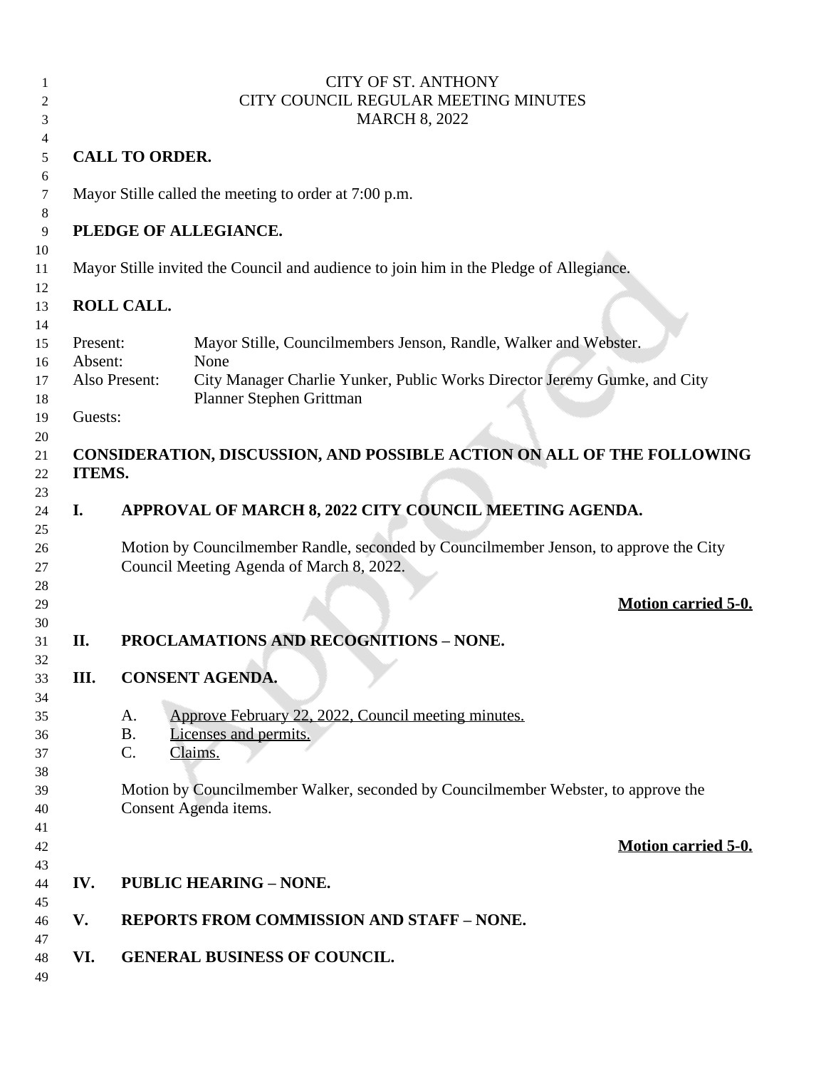CITY OF ST. ANTHONY
CITY COUNCIL REGULAR MEETING MINUTES
MARCH 8, 2022

**CALL TO ORDER.**

Mayor Stille called the meeting to order at 7:00 p.m.

**PLEDGE OF ALLEGIANCE.**

Mayor Stille invited the Council and audience to join him in the Pledge of Allegiance.

**ROLL CALL.**

Present: Mayor Stille, Councilmembers Jenson, Randle, Walker and Webster.
Absent: None
Also Present: City Manager Charlie Yunker, Public Works Director Jeremy Gumke, and City Planner Stephen Grittman
Guests:

**CONSIDERATION, DISCUSSION, AND POSSIBLE ACTION ON ALL OF THE FOLLOWING ITEMS.**

**I. APPROVAL OF MARCH 8, 2022 CITY COUNCIL MEETING AGENDA.**

Motion by Councilmember Randle, seconded by Councilmember Jenson, to approve the City Council Meeting Agenda of March 8, 2022.

**Motion carried 5-0.**

**II. PROCLAMATIONS AND RECOGNITIONS – NONE.**

**III. CONSENT AGENDA.**

A. Approve February 22, 2022, Council meeting minutes.
B. Licenses and permits.
C. Claims.

Motion by Councilmember Walker, seconded by Councilmember Webster, to approve the Consent Agenda items.

**Motion carried 5-0.**

**IV. PUBLIC HEARING – NONE.**

**V. REPORTS FROM COMMISSION AND STAFF – NONE.**

**VI. GENERAL BUSINESS OF COUNCIL.**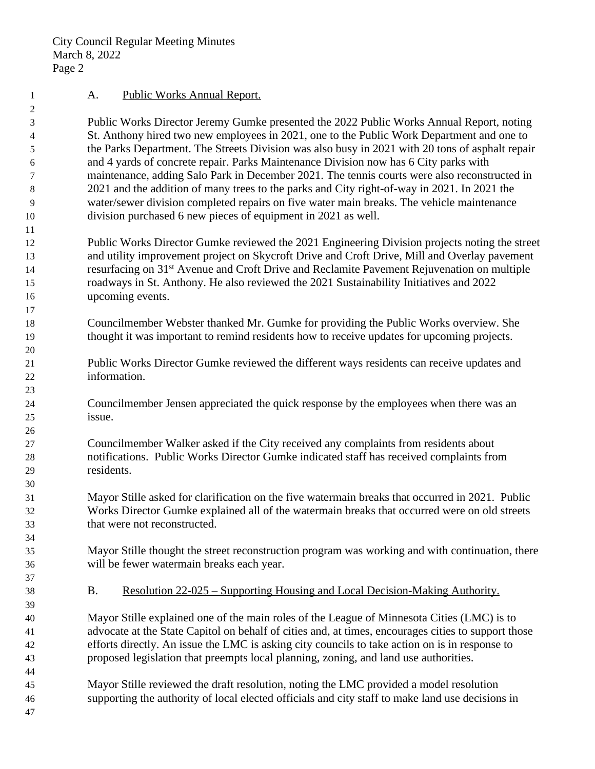A. Public Works Annual Report.

Public Works Director Jeremy Gumke presented the 2022 Public Works Annual Report, noting St. Anthony hired two new employees in 2021, one to the Public Work Department and one to the Parks Department. The Streets Division was also busy in 2021 with 20 tons of asphalt repair and 4 yards of concrete repair. Parks Maintenance Division now has 6 City parks with maintenance, adding Salo Park in December 2021. The tennis courts were also reconstructed in 2021 and the addition of many trees to the parks and City right-of-way in 2021. In 2021 the water/sewer division completed repairs on five water main breaks. The vehicle maintenance division purchased 6 new pieces of equipment in 2021 as well.

Public Works Director Gumke reviewed the 2021 Engineering Division projects noting the street and utility improvement project on Skycroft Drive and Croft Drive, Mill and Overlay pavement resurfacing on 31st Avenue and Croft Drive and Reclamite Pavement Rejuvenation on multiple roadways in St. Anthony. He also reviewed the 2021 Sustainability Initiatives and 2022 upcoming events.

Councilmember Webster thanked Mr. Gumke for providing the Public Works overview. She thought it was important to remind residents how to receive updates for upcoming projects.

Public Works Director Gumke reviewed the different ways residents can receive updates and information.

Councilmember Jensen appreciated the quick response by the employees when there was an issue.

Councilmember Walker asked if the City received any complaints from residents about notifications. Public Works Director Gumke indicated staff has received complaints from residents.

Mayor Stille asked for clarification on the five watermain breaks that occurred in 2021. Public Works Director Gumke explained all of the watermain breaks that occurred were on old streets that were not reconstructed.

Mayor Stille thought the street reconstruction program was working and with continuation, there will be fewer watermain breaks each year.

B. Resolution 22-025 – Supporting Housing and Local Decision-Making Authority.

Mayor Stille explained one of the main roles of the League of Minnesota Cities (LMC) is to advocate at the State Capitol on behalf of cities and, at times, encourages cities to support those efforts directly. An issue the LMC is asking city councils to take action on is in response to proposed legislation that preempts local planning, zoning, and land use authorities.

Mayor Stille reviewed the draft resolution, noting the LMC provided a model resolution supporting the authority of local elected officials and city staff to make land use decisions in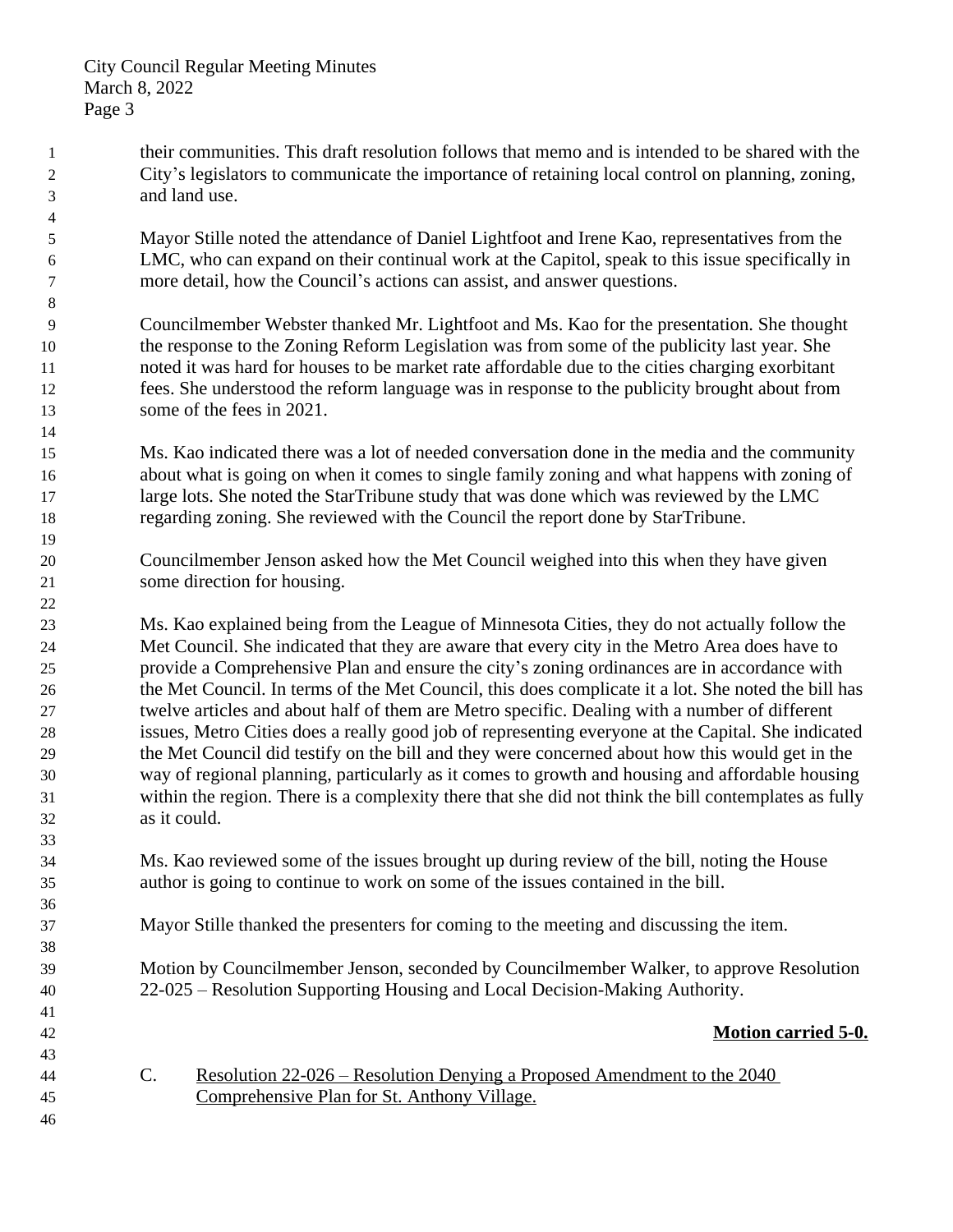their communities. This draft resolution follows that memo and is intended to be shared with the City's legislators to communicate the importance of retaining local control on planning, zoning, and land use.

Mayor Stille noted the attendance of Daniel Lightfoot and Irene Kao, representatives from the LMC, who can expand on their continual work at the Capitol, speak to this issue specifically in more detail, how the Council's actions can assist, and answer questions.

Councilmember Webster thanked Mr. Lightfoot and Ms. Kao for the presentation. She thought the response to the Zoning Reform Legislation was from some of the publicity last year. She noted it was hard for houses to be market rate affordable due to the cities charging exorbitant fees. She understood the reform language was in response to the publicity brought about from some of the fees in 2021.

Ms. Kao indicated there was a lot of needed conversation done in the media and the community about what is going on when it comes to single family zoning and what happens with zoning of large lots. She noted the StarTribune study that was done which was reviewed by the LMC regarding zoning. She reviewed with the Council the report done by StarTribune.

Councilmember Jenson asked how the Met Council weighed into this when they have given some direction for housing.

Ms. Kao explained being from the League of Minnesota Cities, they do not actually follow the Met Council. She indicated that they are aware that every city in the Metro Area does have to provide a Comprehensive Plan and ensure the city's zoning ordinances are in accordance with the Met Council. In terms of the Met Council, this does complicate it a lot. She noted the bill has twelve articles and about half of them are Metro specific. Dealing with a number of different issues, Metro Cities does a really good job of representing everyone at the Capital. She indicated the Met Council did testify on the bill and they were concerned about how this would get in the way of regional planning, particularly as it comes to growth and housing and affordable housing within the region. There is a complexity there that she did not think the bill contemplates as fully as it could.

Ms. Kao reviewed some of the issues brought up during review of the bill, noting the House author is going to continue to work on some of the issues contained in the bill.

Mayor Stille thanked the presenters for coming to the meeting and discussing the item.

Motion by Councilmember Jenson, seconded by Councilmember Walker, to approve Resolution 22-025 – Resolution Supporting Housing and Local Decision-Making Authority.

**Motion carried 5-0.**

C. Resolution 22-026 – Resolution Denying a Proposed Amendment to the 2040 Comprehensive Plan for St. Anthony Village.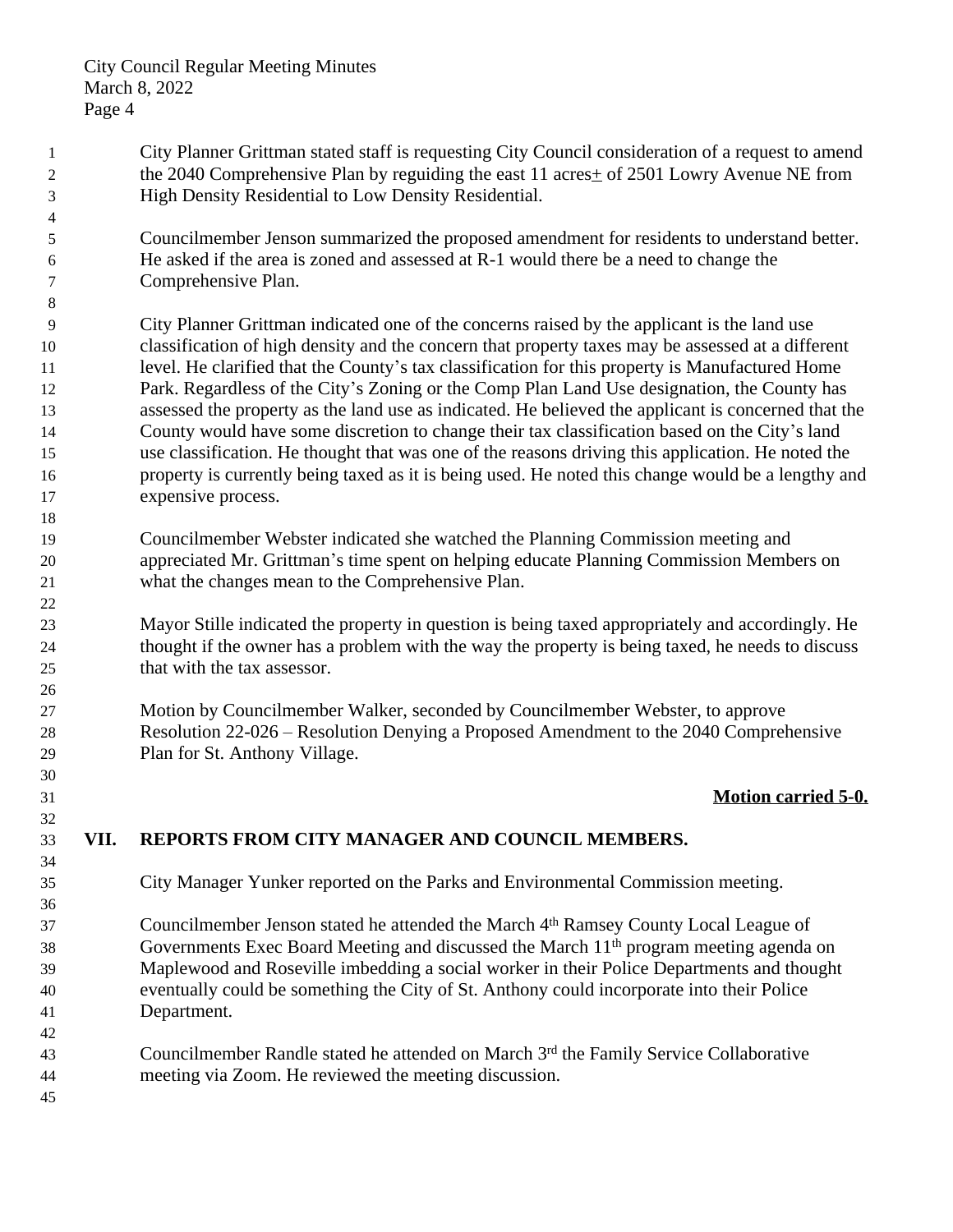City Planner Grittman stated staff is requesting City Council consideration of a request to amend the 2040 Comprehensive Plan by reguiding the east 11 acres± of 2501 Lowry Avenue NE from High Density Residential to Low Density Residential.

Councilmember Jenson summarized the proposed amendment for residents to understand better. He asked if the area is zoned and assessed at R-1 would there be a need to change the Comprehensive Plan.

City Planner Grittman indicated one of the concerns raised by the applicant is the land use classification of high density and the concern that property taxes may be assessed at a different level. He clarified that the County's tax classification for this property is Manufactured Home Park. Regardless of the City's Zoning or the Comp Plan Land Use designation, the County has assessed the property as the land use as indicated. He believed the applicant is concerned that the County would have some discretion to change their tax classification based on the City's land use classification. He thought that was one of the reasons driving this application. He noted the property is currently being taxed as it is being used. He noted this change would be a lengthy and expensive process.

Councilmember Webster indicated she watched the Planning Commission meeting and appreciated Mr. Grittman's time spent on helping educate Planning Commission Members on what the changes mean to the Comprehensive Plan.

Mayor Stille indicated the property in question is being taxed appropriately and accordingly. He thought if the owner has a problem with the way the property is being taxed, he needs to discuss that with the tax assessor.

Motion by Councilmember Walker, seconded by Councilmember Webster, to approve Resolution 22-026 – Resolution Denying a Proposed Amendment to the 2040 Comprehensive Plan for St. Anthony Village.

**Motion carried 5-0.**

## VII. REPORTS FROM CITY MANAGER AND COUNCIL MEMBERS.

City Manager Yunker reported on the Parks and Environmental Commission meeting.

Councilmember Jenson stated he attended the March 4th Ramsey County Local League of Governments Exec Board Meeting and discussed the March 11th program meeting agenda on Maplewood and Roseville imbedding a social worker in their Police Departments and thought eventually could be something the City of St. Anthony could incorporate into their Police Department.

Councilmember Randle stated he attended on March 3rd the Family Service Collaborative meeting via Zoom. He reviewed the meeting discussion.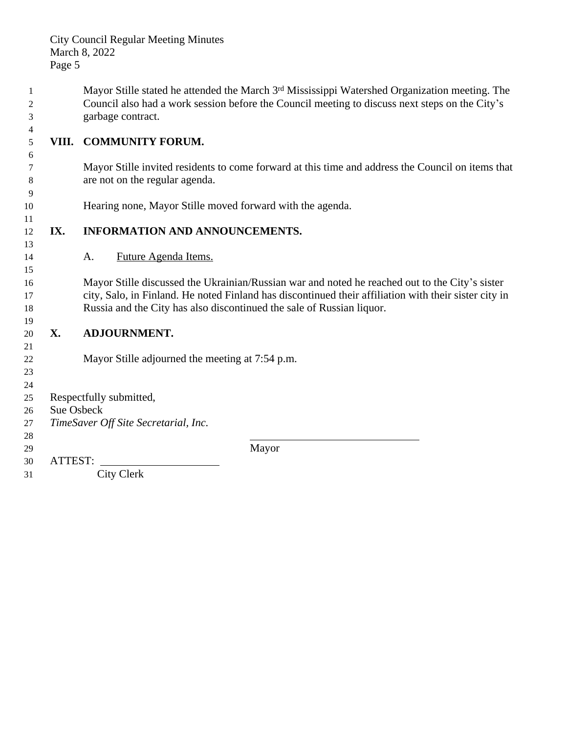Mayor Stille stated he attended the March 3rd Mississippi Watershed Organization meeting. The Council also had a work session before the Council meeting to discuss next steps on the City's garbage contract.

## VIII. COMMUNITY FORUM.

Mayor Stille invited residents to come forward at this time and address the Council on items that are not on the regular agenda.

Hearing none, Mayor Stille moved forward with the agenda.

## IX. INFORMATION AND ANNOUNCEMENTS.

A. Future Agenda Items.

Mayor Stille discussed the Ukrainian/Russian war and noted he reached out to the City's sister city, Salo, in Finland. He noted Finland has discontinued their affiliation with their sister city in Russia and the City has also discontinued the sale of Russian liquor.

## X. ADJOURNMENT.

Mayor Stille adjourned the meeting at 7:54 p.m.

Respectfully submitted,
Sue Osbeck
*TimeSaver Off Site Secretarial, Inc.*

______________________________
Mayor

ATTEST: ____________________
City Clerk